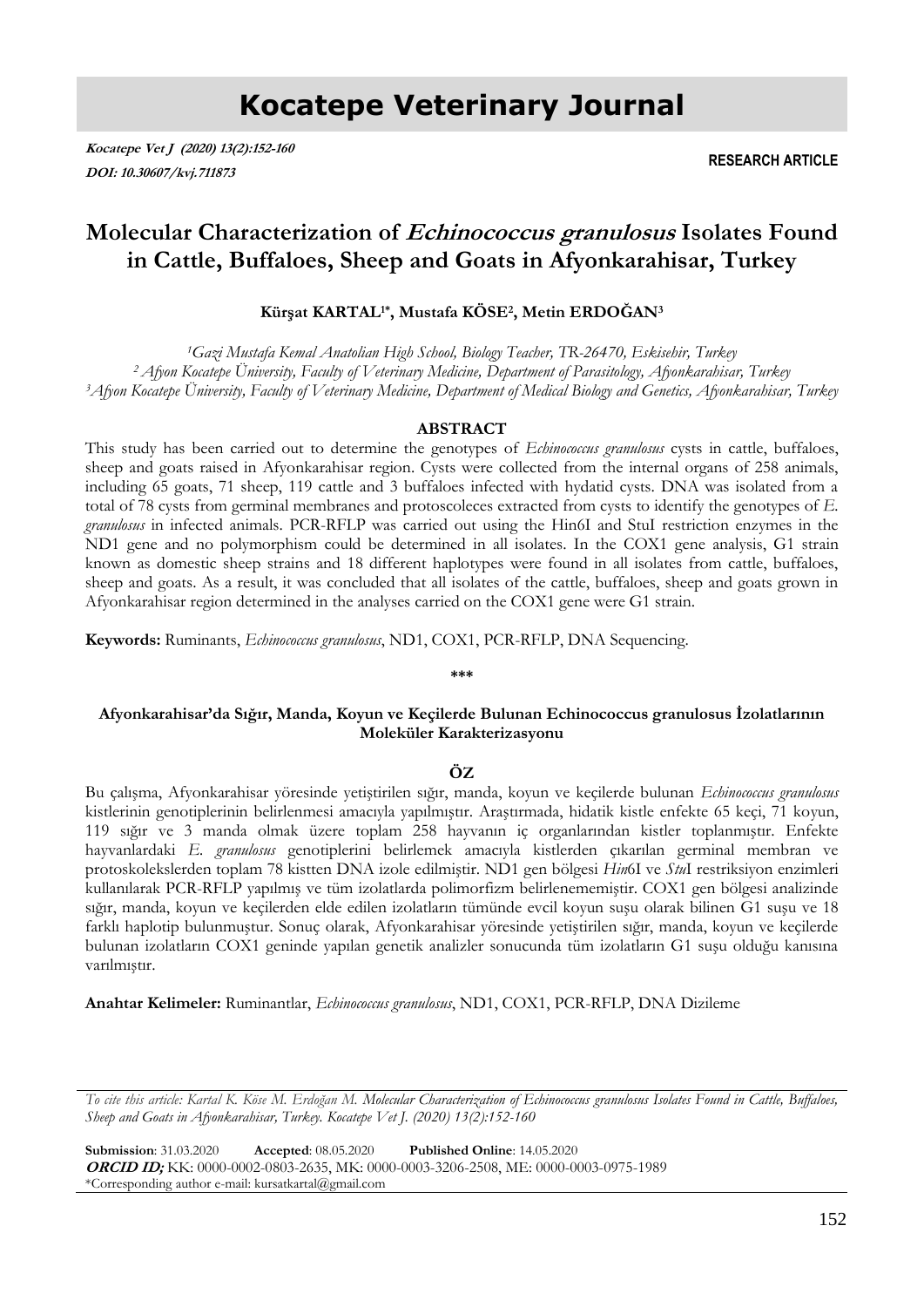# Kocatepe Veterinary Journal

***Kocatepe Vet J (2020) 13(2):152-160***
***DOI: 10.30607/kvj.711873***

**RESEARCH ARTICLE**

## Molecular Characterization of *Echinococcus granulosus* Isolates Found in Cattle, Buffaloes, Sheep and Goats in Afyonkarahisar, Turkey

**Kürşat KARTAL[1*], Mustafa KÖSE[2], Metin ERDOĞAN[3]**

*[1]Gazi Mustafa Kemal Anatolian High School, Biology Teacher, TR-26470, Eskisehir, Turkey*
*[2] Afyon Kocatepe Üniversity, Faculty of Veterinary Medicine, Department of Parasitology, Afyonkarahisar, Turkey*
*[3]Afyon Kocatepe Üniversity, Faculty of Veterinary Medicine, Department of Medical Biology and Genetics, Afyonkarahisar, Turkey*

### ABSTRACT

This study has been carried out to determine the genotypes of *Echinococcus granulosus* cysts in cattle, buffaloes, sheep and goats raised in Afyonkarahisar region. Cysts were collected from the internal organs of 258 animals, including 65 goats, 71 sheep, 119 cattle and 3 buffaloes infected with hydatid cysts. DNA was isolated from a total of 78 cysts from germinal membranes and protoscoleces extracted from cysts to identify the genotypes of *E. granulosus* in infected animals. PCR-RFLP was carried out using the Hin6I and StuI restriction enzymes in the ND1 gene and no polymorphism could be determined in all isolates. In the COX1 gene analysis, G1 strain known as domestic sheep strains and 18 different haplotypes were found in all isolates from cattle, buffaloes, sheep and goats. As a result, it was concluded that all isolates of the cattle, buffaloes, sheep and goats grown in Afyonkarahisar region determined in the analyses carried on the COX1 gene were G1 strain.

**Keywords:** Ruminants, *Echinococcus granulosus*, ND1, COX1, PCR-RFLP, DNA Sequencing.

\*\*\*

#### Afyonkarahisar'da Sığır, Manda, Koyun ve Keçilerde Bulunan Echinococcus granulosus İzolatlarının Moleküler Karakterizasyonu

### ÖZ

Bu çalışma, Afyonkarahisar yöresinde yetiştirilen sığır, manda, koyun ve keçilerde bulunan *Echinococcus granulosus* kistlerinin genotiplerinin belirlenmesi amacıyla yapılmıştır. Araştırmada, hidatik kistle enfekte 65 keçi, 71 koyun, 119 sığır ve 3 manda olmak üzere toplam 258 hayvanın iç organlarından kistler toplanmıştır. Enfekte hayvanlardaki *E. granulosus* genotiplerini belirlemek amacıyla kistlerden çıkarılan germinal membran ve protoskolekslerden toplam 78 kistten DNA izole edilmiştir. ND1 gen bölgesi *Hin*6I ve *Stu*I restriksiyon enzimleri kullanılarak PCR-RFLP yapılmış ve tüm izolatlarda polimorfizm belirlenememiştir. COX1 gen bölgesi analizinde sığır, manda, koyun ve keçilerden elde edilen izolatların tümünde evcil koyun suşu olarak bilinen G1 suşu ve 18 farklı haplotip bulunmuştur. Sonuç olarak, Afyonkarahisar yöresinde yetiştirilen sığır, manda, koyun ve keçilerde bulunan izolatların COX1 geninde yapılan genetik analizler sonucunda tüm izolatların G1 suşu olduğu kanısına varılmıştır.

**Anahtar Kelimeler:** Ruminantlar, *Echinococcus granulosus*, ND1, COX1, PCR-RFLP, DNA Dizileme

---

*To cite this article: Kartal K. Köse M. Erdoğan M. Molecular Characterization of Echinococcus granulosus Isolates Found in Cattle, Buffaloes, Sheep and Goats in Afyonkarahisar, Turkey. Kocatepe Vet J. (2020) 13(2):152-160*

**Submission**: 31.03.2020 **Accepted**: 08.05.2020 **Published Online**: 14.05.2020
***ORCID ID;*** KK: 0000-0002-0803-2635, MK: 0000-0003-3206-2508, ME: 0000-0003-0975-1989
*Corresponding author e-mail: kursatkartal@gmail.com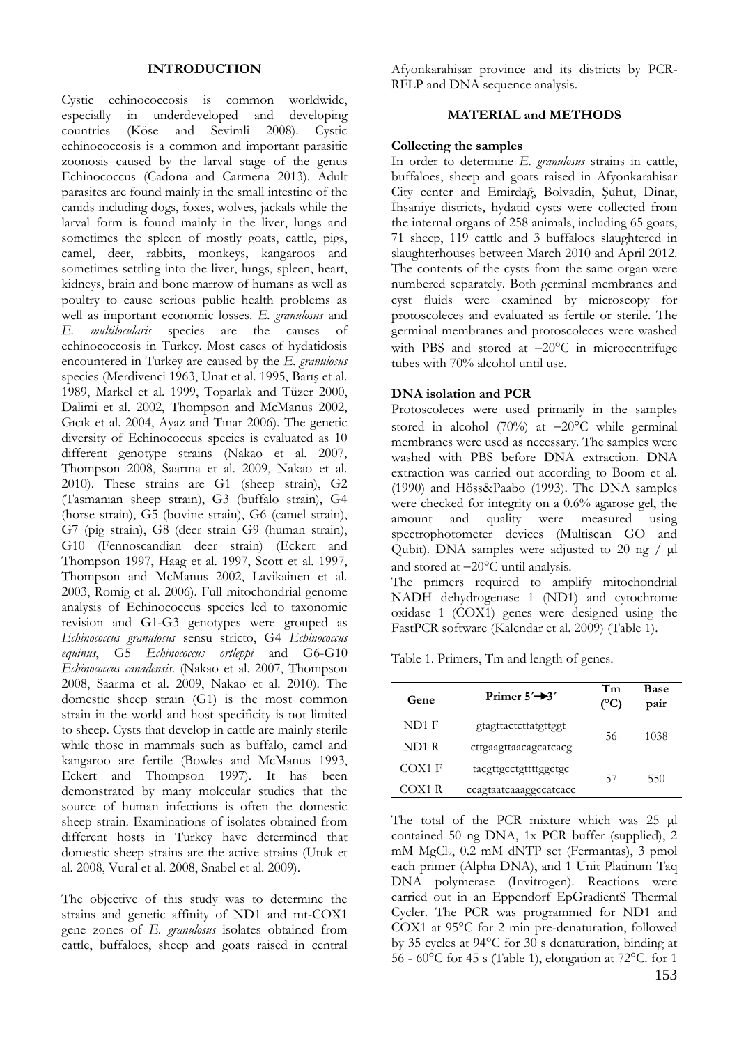## INTRODUCTION

Cystic echinococcosis is common worldwide, especially in underdeveloped and developing countries (Köse and Sevimli 2008). Cystic echinococcosis is a common and important parasitic zoonosis caused by the larval stage of the genus Echinococcus (Cadona and Carmena 2013). Adult parasites are found mainly in the small intestine of the canids including dogs, foxes, wolves, jackals while the larval form is found mainly in the liver, lungs and sometimes the spleen of mostly goats, cattle, pigs, camel, deer, rabbits, monkeys, kangaroos and sometimes settling into the liver, lungs, spleen, heart, kidneys, brain and bone marrow of humans as well as poultry to cause serious public health problems as well as important economic losses. *E. granulosus* and *E. multilocularis* species are the causes of echinococcosis in Turkey. Most cases of hydatidosis encountered in Turkey are caused by the *E. granulosus* species (Merdivenci 1963, Unat et al. 1995, Barış et al. 1989, Markel et al. 1999, Toparlak and Tüzer 2000, Dalimi et al. 2002, Thompson and McManus 2002, Gıcık et al. 2004, Ayaz and Tınar 2006). The genetic diversity of Echinococcus species is evaluated as 10 different genotype strains (Nakao et al. 2007, Thompson 2008, Saarma et al. 2009, Nakao et al. 2010). These strains are G1 (sheep strain), G2 (Tasmanian sheep strain), G3 (buffalo strain), G4 (horse strain), G5 (bovine strain), G6 (camel strain), G7 (pig strain), G8 (deer strain G9 (human strain), G10 (Fennoscandian deer strain) (Eckert and Thompson 1997, Haag et al. 1997, Scott et al. 1997, Thompson and McManus 2002, Lavikainen et al. 2003, Romig et al. 2006). Full mitochondrial genome analysis of Echinococcus species led to taxonomic revision and G1-G3 genotypes were grouped as *Echinococcus granulosus* sensu stricto, G4 *Echinococcus equinus*, G5 *Echinococcus ortleppi* and G6-G10 *Echinococcus canadensis*. (Nakao et al. 2007, Thompson 2008, Saarma et al. 2009, Nakao et al. 2010). The domestic sheep strain (G1) is the most common strain in the world and host specificity is not limited to sheep. Cysts that develop in cattle are mainly sterile while those in mammals such as buffalo, camel and kangaroo are fertile (Bowles and McManus 1993, Eckert and Thompson 1997). It has been demonstrated by many molecular studies that the source of human infections is often the domestic sheep strain. Examinations of isolates obtained from different hosts in Turkey have determined that domestic sheep strains are the active strains (Utuk et al. 2008, Vural et al. 2008, Snabel et al. 2009).

The objective of this study was to determine the strains and genetic affinity of ND1 and mt-COX1 gene zones of *E. granulosus* isolates obtained from cattle, buffaloes, sheep and goats raised in central Afyonkarahisar province and its districts by PCR-RFLP and DNA sequence analysis.

## MATERIAL and METHODS

### Collecting the samples

In order to determine *E. granulosus* strains in cattle, buffaloes, sheep and goats raised in Afyonkarahisar City center and Emirdağ, Bolvadin, Şuhut, Dinar, İhsaniye districts, hydatid cysts were collected from the internal organs of 258 animals, including 65 goats, 71 sheep, 119 cattle and 3 buffaloes slaughtered in slaughterhouses between March 2010 and April 2012. The contents of the cysts from the same organ were numbered separately. Both germinal membranes and cyst fluids were examined by microscopy for protoscoleces and evaluated as fertile or sterile. The germinal membranes and protoscoleces were washed with PBS and stored at −20°C in microcentrifuge tubes with 70% alcohol until use.

### DNA isolation and PCR

Protoscoleces were used primarily in the samples stored in alcohol (70%) at −20°C while germinal membranes were used as necessary. The samples were washed with PBS before DNA extraction. DNA extraction was carried out according to Boom et al. (1990) and Höss&Paabo (1993). The DNA samples were checked for integrity on a 0.6% agarose gel, the amount and quality were measured using spectrophotometer devices (Multiscan GO and Qubit). DNA samples were adjusted to 20 ng / µl and stored at −20°C until analysis.

The primers required to amplify mitochondrial NADH dehydrogenase 1 (ND1) and cytochrome oxidase 1 (COX1) genes were designed using the FastPCR software (Kalendar et al. 2009) (Table 1).

Table 1. Primers, Tm and length of genes.

| Gene | Primer 5´→3´ | Tm (°C) | Base pair |
|---|---|---|---|
| ND1 F | gtagttactcttatgttggt | 56 | 1038 |
| ND1 R | cttgaagttaacagcatcacg | | |
| COX1 F | tacgttgcctgtttttggctgc | 57 | 550 |
| COX1 R | ccagtaatcaaaggccatcacc | | |

The total of the PCR mixture which was 25 µl contained 50 ng DNA, 1x PCR buffer (supplied), 2 mM $MgCl_2$, 0.2 mM dNTP set (Fermantas), 3 pmol each primer (Alpha DNA), and 1 Unit Platinum Taq DNA polymerase (Invitrogen). Reactions were carried out in an Eppendorf EpGradientS Thermal Cycler. The PCR was programmed for ND1 and COX1 at 95°C for 2 min pre-denaturation, followed by 35 cycles at 94°C for 30 s denaturation, binding at 56 - 60°C for 45 s (Table 1), elongation at 72°C. for 1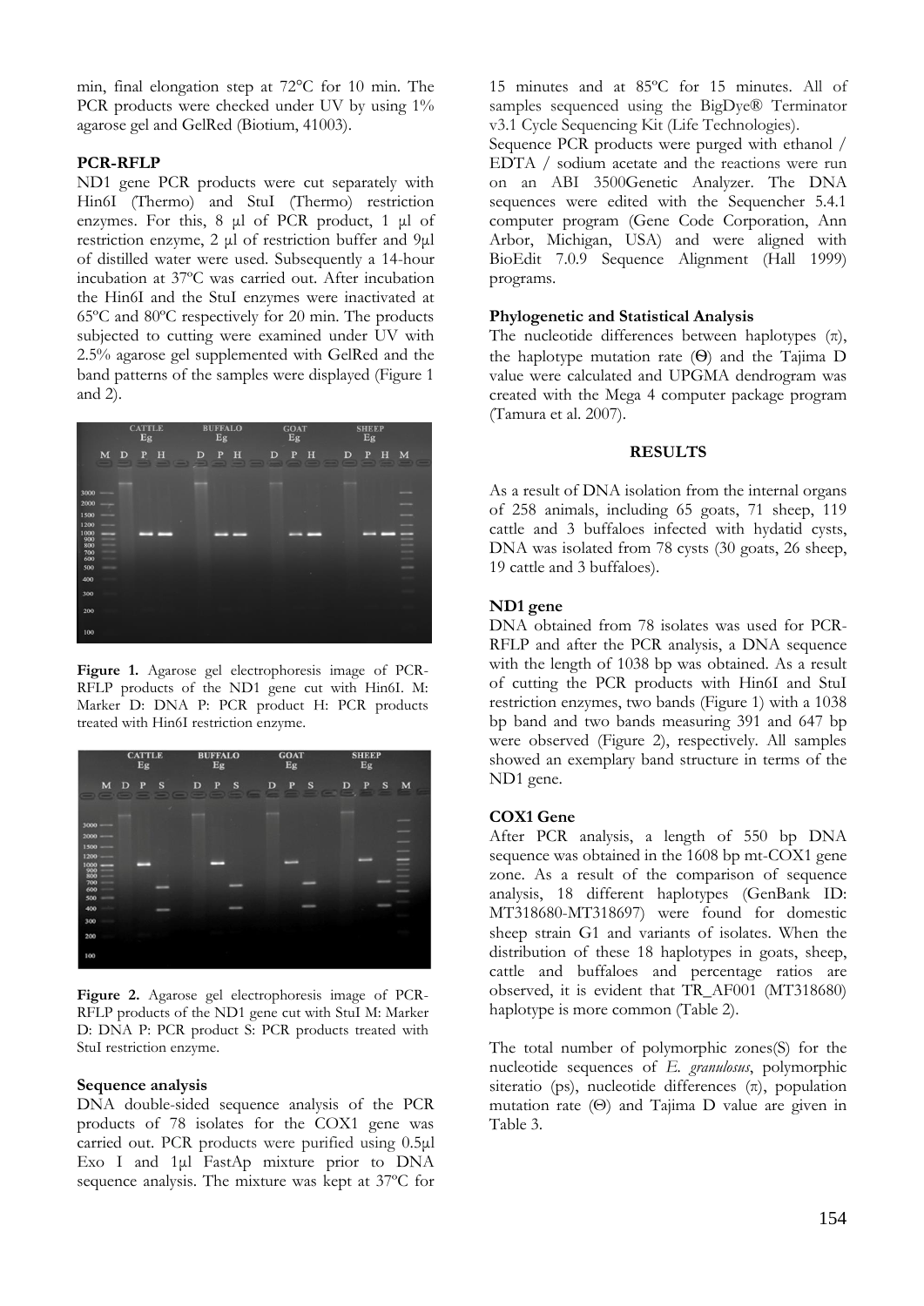min, final elongation step at 72°C for 10 min. The PCR products were checked under UV by using 1% agarose gel and GelRed (Biotium, 41003).

**PCR-RFLP**

ND1 gene PCR products were cut separately with Hin6I (Thermo) and StuI (Thermo) restriction enzymes. For this, 8 µl of PCR product, 1 µl of restriction enzyme, 2 µl of restriction buffer and 9µl of distilled water were used. Subsequently a 14-hour incubation at 37ºC was carried out. After incubation the Hin6I and the StuI enzymes were inactivated at 65ºC and 80ºC respectively for 20 min. The products subjected to cutting were examined under UV with 2.5% agarose gel supplemented with GelRed and the band patterns of the samples were displayed (Figure 1 and 2).

**Figure 1.** Agarose gel electrophoresis image of PCR-RFLP products of the ND1 gene cut with Hin6I. M: Marker D: DNA P: PCR product H: PCR products treated with Hin6I restriction enzyme.

**Figure 2.** Agarose gel electrophoresis image of PCR-RFLP products of the ND1 gene cut with StuI M: Marker D: DNA P: PCR product S: PCR products treated with StuI restriction enzyme.

**Sequence analysis**

DNA double-sided sequence analysis of the PCR products of 78 isolates for the COX1 gene was carried out. PCR products were purified using 0.5µl Exo I and 1µl FastAp mixture prior to DNA sequence analysis. The mixture was kept at 37ºC for 15 minutes and at 85ºC for 15 minutes. All of samples sequenced using the BigDye® Terminator v3.1 Cycle Sequencing Kit (Life Technologies).

Sequence PCR products were purged with ethanol / EDTA / sodium acetate and the reactions were run on an ABI 3500Genetic Analyzer. The DNA sequences were edited with the Sequencher 5.4.1 computer program (Gene Code Corporation, Ann Arbor, Michigan, USA) and were aligned with BioEdit 7.0.9 Sequence Alignment (Hall 1999) programs.

**Phylogenetic and Statistical Analysis**

The nucleotide differences between haplotypes (π), the haplotype mutation rate (Θ) and the Tajima D value were calculated and UPGMA dendrogram was created with the Mega 4 computer package program (Tamura et al. 2007).

## RESULTS

As a result of DNA isolation from the internal organs of 258 animals, including 65 goats, 71 sheep, 119 cattle and 3 buffaloes infected with hydatid cysts, DNA was isolated from 78 cysts (30 goats, 26 sheep, 19 cattle and 3 buffaloes).

**ND1 gene**

DNA obtained from 78 isolates was used for PCR-RFLP and after the PCR analysis, a DNA sequence with the length of 1038 bp was obtained. As a result of cutting the PCR products with Hin6I and StuI restriction enzymes, two bands (Figure 1) with a 1038 bp band and two bands measuring 391 and 647 bp were observed (Figure 2), respectively. All samples showed an exemplary band structure in terms of the ND1 gene.

**COX1 Gene**

After PCR analysis, a length of 550 bp DNA sequence was obtained in the 1608 bp mt-COX1 gene zone. As a result of the comparison of sequence analysis, 18 different haplotypes (GenBank ID: MT318680-MT318697) were found for domestic sheep strain G1 and variants of isolates. When the distribution of these 18 haplotypes in goats, sheep, cattle and buffaloes and percentage ratios are observed, it is evident that TR_AF001 (MT318680) haplotype is more common (Table 2).

The total number of polymorphic zones(S) for the nucleotide sequences of *E. granulosus*, polymorphic siteratio (ps), nucleotide differences (π), population mutation rate (Θ) and Tajima D value are given in Table 3.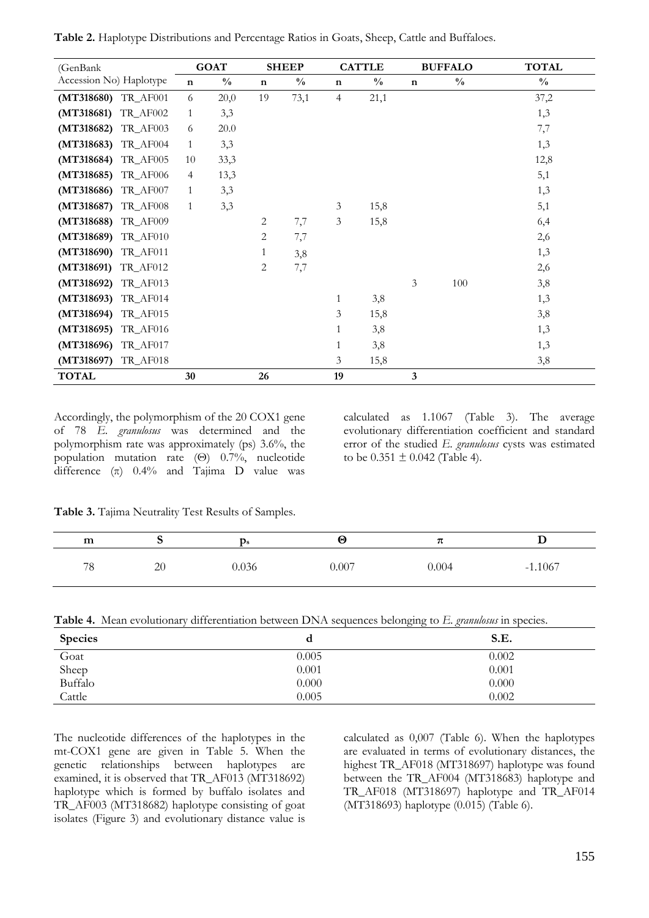**Table 2.** Haplotype Distributions and Percentage Ratios in Goats, Sheep, Cattle and Buffaloes.

| (GenBank Accession No) Haplotype | GOAT | | SHEEP | | CATTLE | | BUFFALO | | TOTAL |
|---|---|---|---|---|---|---|---|---|---|
| | n | % | n | % | n | % | n | % | % |
| **(MT318680)** TR_AF001 | 6 | 20,0 | 19 | 73,1 | 4 | 21,1 | | | 37,2 |
| **(MT318681)** TR_AF002 | 1 | 3,3 | | | | | | | 1,3 |
| **(MT318682)** TR_AF003 | 6 | 20.0 | | | | | | | 7,7 |
| **(MT318683)** TR_AF004 | 1 | 3,3 | | | | | | | 1,3 |
| **(MT318684)** TR_AF005 | 10 | 33,3 | | | | | | | 12,8 |
| **(MT318685)** TR_AF006 | 4 | 13,3 | | | | | | | 5,1 |
| **(MT318686)** TR_AF007 | 1 | 3,3 | | | | | | | 1,3 |
| **(MT318687)** TR_AF008 | 1 | 3,3 | | | 3 | 15,8 | | | 5,1 |
| **(MT318688)** TR_AF009 | | | 2 | 7,7 | 3 | 15,8 | | | 6,4 |
| **(MT318689)** TR_AF010 | | | 2 | 7,7 | | | | | 2,6 |
| **(MT318690)** TR_AF011 | | | 1 | 3,8 | | | | | 1,3 |
| **(MT318691)** TR_AF012 | | | 2 | 7,7 | | | | | 2,6 |
| **(MT318692)** TR_AF013 | | | | | | | 3 | 100 | 3,8 |
| **(MT318693)** TR_AF014 | | | | | 1 | 3,8 | | | 1,3 |
| **(MT318694)** TR_AF015 | | | | | 3 | 15,8 | | | 3,8 |
| **(MT318695)** TR_AF016 | | | | | 1 | 3,8 | | | 1,3 |
| **(MT318696)** TR_AF017 | | | | | 1 | 3,8 | | | 1,3 |
| **(MT318697)** TR_AF018 | | | | | 3 | 15,8 | | | 3,8 |
| **TOTAL** | **30** | | **26** | | **19** | | **3** | | |

Accordingly, the polymorphism of the 20 COX1 gene of 78 *E. granulosus* was determined and the polymorphism rate was approximately (ps) 3.6%, the population mutation rate (Θ) 0.7%, nucleotide difference (π) 0.4% and Tajima D value was calculated as 1.1067 (Table 3). The average evolutionary differentiation coefficient and standard error of the studied *E. granulosus* cysts was estimated to be 0.351 ± 0.042 (Table 4).

**Table 3.** Tajima Neutrality Test Results of Samples.

| m | S | $p_s$ | Θ | π | D |
|---|---|---|---|---|---|
| 78 | 20 | 0.036 | 0.007 | 0.004 | -1.1067 |

**Table 4.** Mean evolutionary differentiation between DNA sequences belonging to *E. granulosus* in species.

| Species | d | S.E. |
|---|---|---|
| Goat | 0.005 | 0.002 |
| Sheep | 0.001 | 0.001 |
| Buffalo | 0.000 | 0.000 |
| Cattle | 0.005 | 0.002 |

The nucleotide differences of the haplotypes in the mt-COX1 gene are given in Table 5. When the genetic relationships between haplotypes are examined, it is observed that TR_AF013 (MT318692) haplotype which is formed by buffalo isolates and TR_AF003 (MT318682) haplotype consisting of goat isolates (Figure 3) and evolutionary distance value is calculated as 0,007 (Table 6). When the haplotypes are evaluated in terms of evolutionary distances, the highest TR_AF018 (MT318697) haplotype was found between the TR_AF004 (MT318683) haplotype and TR_AF018 (MT318697) haplotype and TR_AF014 (MT318693) haplotype (0.015) (Table 6).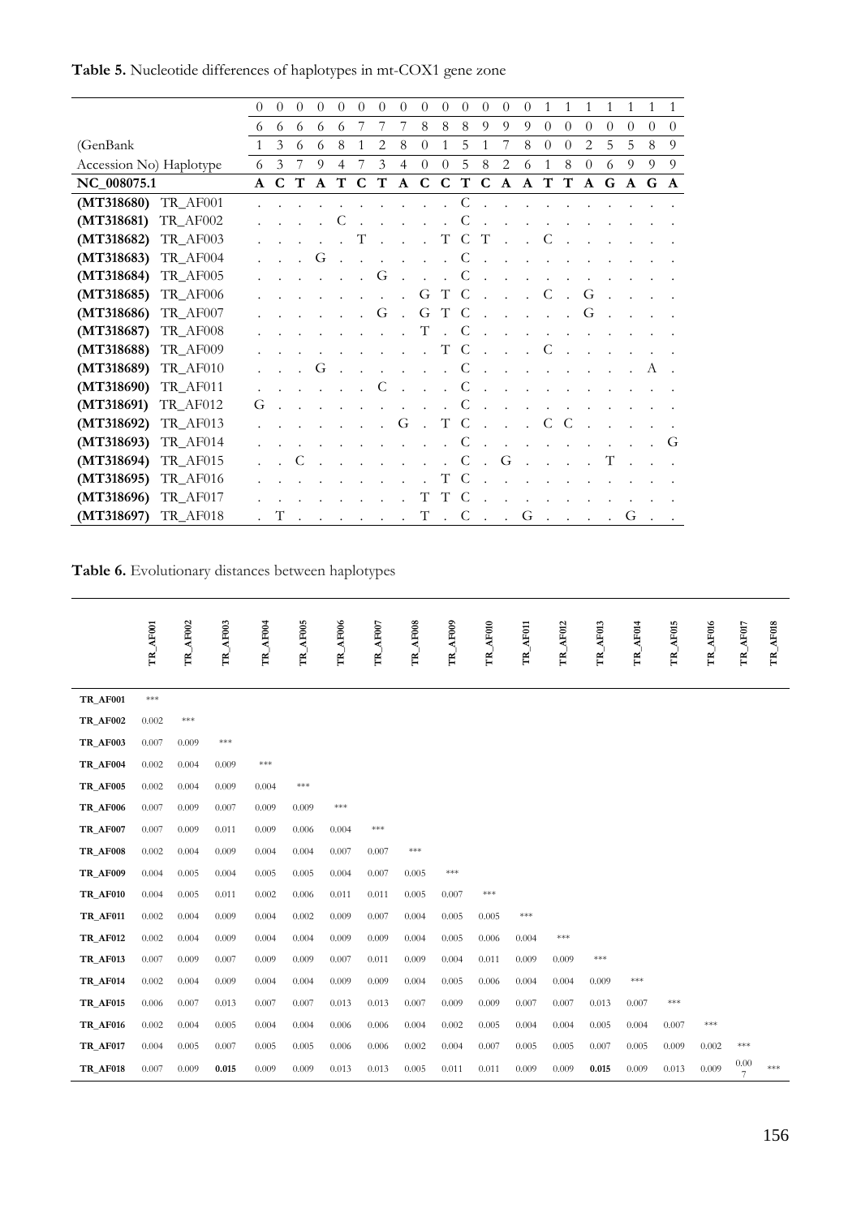**Table 5.** Nucleotide differences of haplotypes in mt-COX1 gene zone

| (GenBank Accession No) | Haplotype | 0616 | 0633 | 0667 | 0669 | 0684 | 0717 | 0723 | 0784 | 0800 | 0810 | 0855 | 0918 | 0972 | 0986 | 1001 | 1008 | 1020 | 1056 | 1059 | 1089 | 1099 |
|---|---|---|---|---|---|---|---|---|---|---|---|---|---|---|---|---|---|---|---|---|---|---|
| **NC_008075.1** | | **A** | **C** | **T** | **A** | **T** | **C** | **T** | **A** | **C** | **C** | **T** | **C** | **A** | **A** | **T** | **T** | **A** | **G** | **A** | **G** | **A** |
| **(MT318680)** | TR_AF001 | . | . | . | . | . | . | . | . | . | . | C | . | . | . | . | . | . | . | . | . | . |
| **(MT318681)** | TR_AF002 | . | . | . | . | C | . | . | . | . | . | C | . | . | . | . | . | . | . | . | . | . |
| **(MT318682)** | TR_AF003 | . | . | . | . | . | T | . | . | . | T | C | T | . | . | C | . | . | . | . | . | . |
| **(MT318683)** | TR_AF004 | . | . | . | G | . | . | . | . | . | . | C | . | . | . | . | . | . | . | . | . | . |
| **(MT318684)** | TR_AF005 | . | . | . | . | . | . | G | . | . | . | C | . | . | . | . | . | . | . | . | . | . |
| **(MT318685)** | TR_AF006 | . | . | . | . | . | . | . | . | G | T | C | . | . | . | C | . | G | . | . | . | . |
| **(MT318686)** | TR_AF007 | . | . | . | . | . | . | G | . | G | T | C | . | . | . | . | . | G | . | . | . | . |
| **(MT318687)** | TR_AF008 | . | . | . | . | . | . | . | . | T | . | C | . | . | . | . | . | . | . | . | . | . |
| **(MT318688)** | TR_AF009 | . | . | . | . | . | . | . | . | . | T | C | . | . | . | C | . | . | . | . | . | . |
| **(MT318689)** | TR_AF010 | . | . | . | G | . | . | . | . | . | . | C | . | . | . | . | . | . | . | . | A | . |
| **(MT318690)** | TR_AF011 | . | . | . | . | . | . | C | . | . | . | C | . | . | . | . | . | . | . | . | . | . |
| **(MT318691)** | TR_AF012 | G | . | . | . | . | . | . | . | . | . | C | . | . | . | . | . | . | . | . | . | . |
| **(MT318692)** | TR_AF013 | . | . | . | . | . | . | . | G | . | T | C | . | . | . | C | C | . | . | . | . | . |
| **(MT318693)** | TR_AF014 | . | . | . | . | . | . | . | . | . | . | C | . | . | . | . | . | . | . | . | . | G |
| **(MT318694)** | TR_AF015 | . | . | C | . | . | . | . | . | . | . | C | . | G | . | . | . | . | T | . | . | . |
| **(MT318695)** | TR_AF016 | . | . | . | . | . | . | . | . | . | T | C | . | . | . | . | . | . | . | . | . | . |
| **(MT318696)** | TR_AF017 | . | . | . | . | . | . | . | . | T | T | C | . | . | . | . | . | . | . | . | . | . |
| **(MT318697)** | TR_AF018 | . | T | . | . | . | . | . | . | T | . | C | . | . | G | . | . | . | . | G | . | . |

**Table 6.** Evolutionary distances between haplotypes

| | TR_AF001 | TR_AF002 | TR_AF003 | TR_AF004 | TR_AF005 | TR_AF006 | TR_AF007 | TR_AF008 | TR_AF009 | TR_AF010 | TR_AF011 | TR_AF012 | TR_AF013 | TR_AF014 | TR_AF015 | TR_AF016 | TR_AF017 | TR_AF018 |
|---|---|---|---|---|---|---|---|---|---|---|---|---|---|---|---|---|---|---|
| **TR_AF001** | *** | | | | | | | | | | | | | | | | | |
| **TR_AF002** | 0.002 | *** | | | | | | | | | | | | | | | | |
| **TR_AF003** | 0.007 | 0.009 | *** | | | | | | | | | | | | | | | |
| **TR_AF004** | 0.002 | 0.004 | 0.009 | *** | | | | | | | | | | | | | | |
| **TR_AF005** | 0.002 | 0.004 | 0.009 | 0.004 | *** | | | | | | | | | | | | | |
| **TR_AF006** | 0.007 | 0.009 | 0.007 | 0.009 | 0.009 | *** | | | | | | | | | | | | |
| **TR_AF007** | 0.007 | 0.009 | 0.011 | 0.009 | 0.006 | 0.004 | *** | | | | | | | | | | | |
| **TR_AF008** | 0.002 | 0.004 | 0.009 | 0.004 | 0.004 | 0.007 | 0.007 | *** | | | | | | | | | | |
| **TR_AF009** | 0.004 | 0.005 | 0.004 | 0.005 | 0.005 | 0.004 | 0.007 | 0.005 | *** | | | | | | | | | |
| **TR_AF010** | 0.004 | 0.005 | 0.011 | 0.002 | 0.006 | 0.011 | 0.011 | 0.005 | 0.007 | *** | | | | | | | | |
| **TR_AF011** | 0.002 | 0.004 | 0.009 | 0.004 | 0.002 | 0.009 | 0.007 | 0.004 | 0.005 | 0.005 | *** | | | | | | | |
| **TR_AF012** | 0.002 | 0.004 | 0.009 | 0.004 | 0.004 | 0.009 | 0.009 | 0.004 | 0.005 | 0.006 | 0.004 | *** | | | | | | |
| **TR_AF013** | 0.007 | 0.009 | 0.007 | 0.009 | 0.009 | 0.007 | 0.011 | 0.009 | 0.004 | 0.011 | 0.009 | 0.009 | *** | | | | | |
| **TR_AF014** | 0.002 | 0.004 | 0.009 | 0.004 | 0.004 | 0.009 | 0.009 | 0.004 | 0.005 | 0.006 | 0.004 | 0.004 | 0.009 | *** | | | | |
| **TR_AF015** | 0.006 | 0.007 | 0.013 | 0.007 | 0.007 | 0.013 | 0.013 | 0.007 | 0.009 | 0.009 | 0.007 | 0.007 | 0.013 | 0.007 | *** | | | |
| **TR_AF016** | 0.002 | 0.004 | 0.005 | 0.004 | 0.004 | 0.006 | 0.006 | 0.004 | 0.002 | 0.005 | 0.004 | 0.004 | 0.005 | 0.004 | 0.007 | *** | | |
| **TR_AF017** | 0.004 | 0.005 | 0.007 | 0.005 | 0.005 | 0.006 | 0.006 | 0.002 | 0.004 | 0.007 | 0.005 | 0.005 | 0.007 | 0.005 | 0.009 | 0.002 | *** | |
| **TR_AF018** | 0.007 | 0.009 | **0.015** | 0.009 | 0.009 | 0.013 | 0.013 | 0.005 | 0.011 | 0.011 | 0.009 | 0.009 | **0.015** | 0.009 | 0.013 | 0.009 | 0.007 | *** |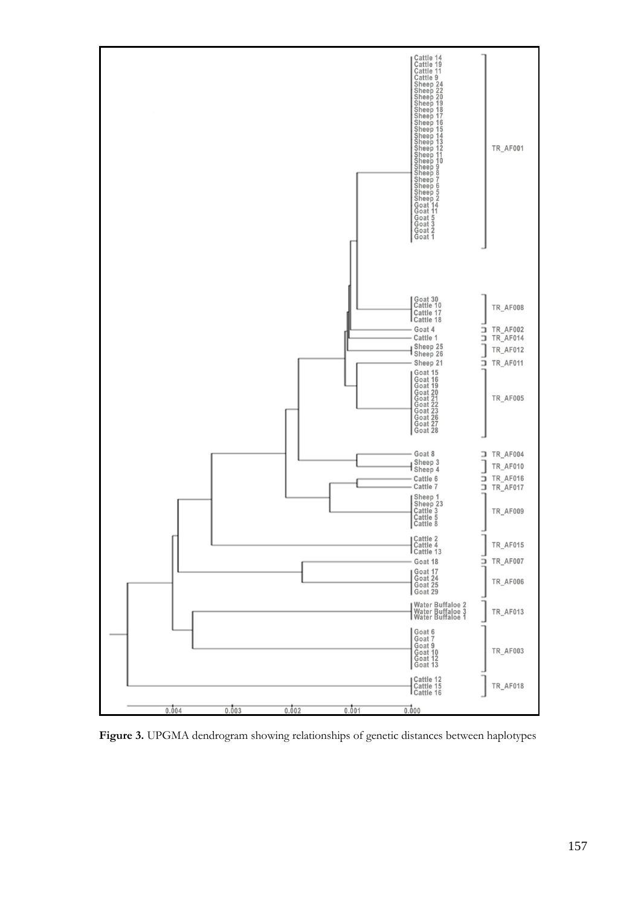Figure 3. UPGMA dendrogram showing relationships of genetic distances between haplotypes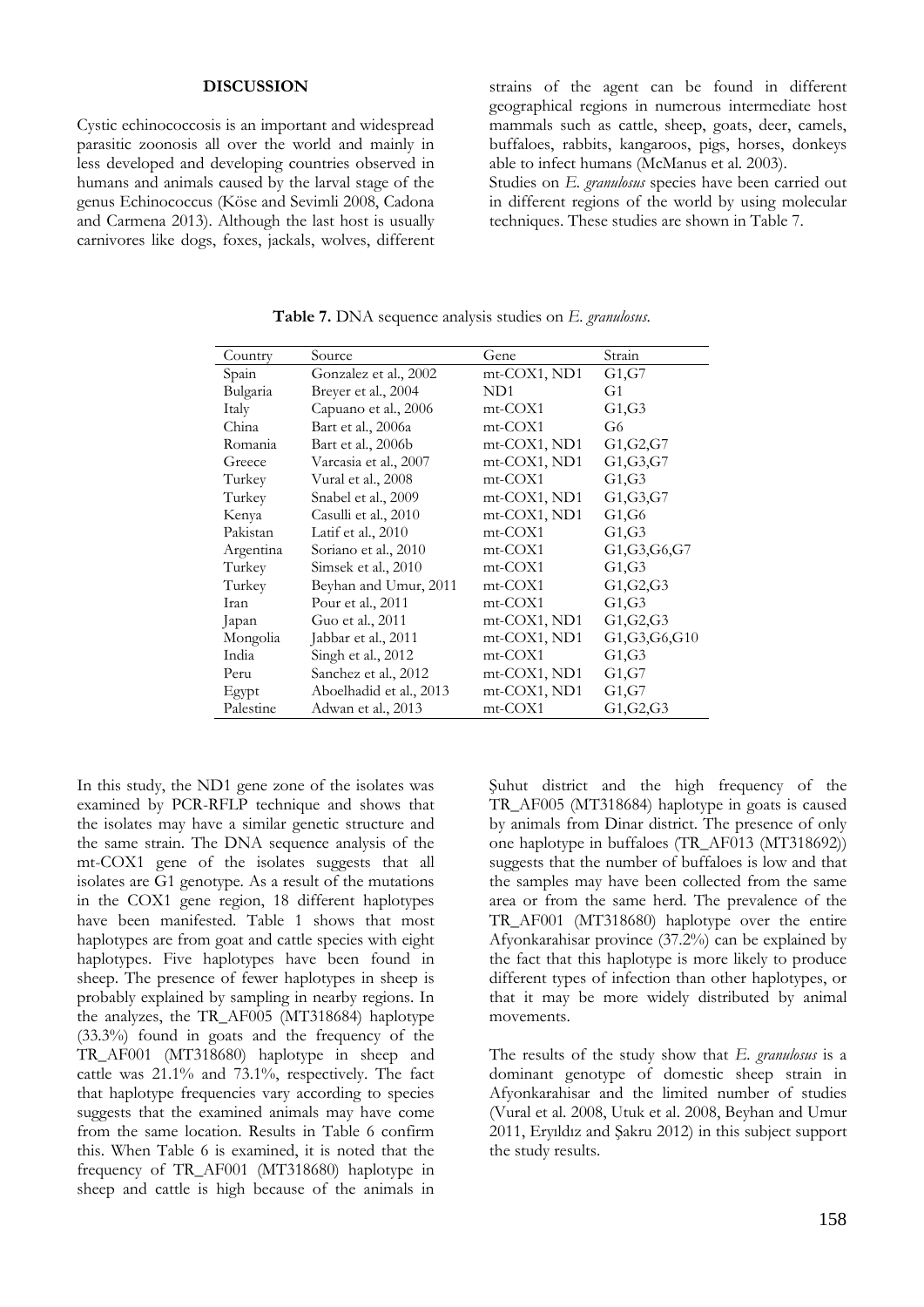## DISCUSSION

Cystic echinococcosis is an important and widespread parasitic zoonosis all over the world and mainly in less developed and developing countries observed in humans and animals caused by the larval stage of the genus Echinococcus (Köse and Sevimli 2008, Cadona and Carmena 2013). Although the last host is usually carnivores like dogs, foxes, jackals, wolves, different strains of the agent can be found in different geographical regions in numerous intermediate host mammals such as cattle, sheep, goats, deer, camels, buffaloes, rabbits, kangaroos, pigs, horses, donkeys able to infect humans (McManus et al. 2003).

Studies on *E. granulosus* species have been carried out in different regions of the world by using molecular techniques. These studies are shown in Table 7.

**Table 7.** DNA sequence analysis studies on *E. granulosus*.

| Country | Source | Gene | Strain |
|---|---|---|---|
| Spain | Gonzalez et al., 2002 | mt-COX1, ND1 | G1,G7 |
| Bulgaria | Breyer et al., 2004 | ND1 | G1 |
| Italy | Capuano et al., 2006 | mt-COX1 | G1,G3 |
| China | Bart et al., 2006a | mt-COX1 | G6 |
| Romania | Bart et al., 2006b | mt-COX1, ND1 | G1,G2,G7 |
| Greece | Varcasia et al., 2007 | mt-COX1, ND1 | G1,G3,G7 |
| Turkey | Vural et al., 2008 | mt-COX1 | G1,G3 |
| Turkey | Snabel et al., 2009 | mt-COX1, ND1 | G1,G3,G7 |
| Kenya | Casulli et al., 2010 | mt-COX1, ND1 | G1,G6 |
| Pakistan | Latif et al., 2010 | mt-COX1 | G1,G3 |
| Argentina | Soriano et al., 2010 | mt-COX1 | G1,G3,G6,G7 |
| Turkey | Simsek et al., 2010 | mt-COX1 | G1,G3 |
| Turkey | Beyhan and Umur, 2011 | mt-COX1 | G1,G2,G3 |
| Iran | Pour et al., 2011 | mt-COX1 | G1,G3 |
| Japan | Guo et al., 2011 | mt-COX1, ND1 | G1,G2,G3 |
| Mongolia | Jabbar et al., 2011 | mt-COX1, ND1 | G1,G3,G6,G10 |
| India | Singh et al., 2012 | mt-COX1 | G1,G3 |
| Peru | Sanchez et al., 2012 | mt-COX1, ND1 | G1,G7 |
| Egypt | Aboelhadid et al., 2013 | mt-COX1, ND1 | G1,G7 |
| Palestine | Adwan et al., 2013 | mt-COX1 | G1,G2,G3 |

In this study, the ND1 gene zone of the isolates was examined by PCR-RFLP technique and shows that the isolates may have a similar genetic structure and the same strain. The DNA sequence analysis of the mt-COX1 gene of the isolates suggests that all isolates are G1 genotype. As a result of the mutations in the COX1 gene region, 18 different haplotypes have been manifested. Table 1 shows that most haplotypes are from goat and cattle species with eight haplotypes. Five haplotypes have been found in sheep. The presence of fewer haplotypes in sheep is probably explained by sampling in nearby regions. In the analyzes, the TR_AF005 (MT318684) haplotype (33.3%) found in goats and the frequency of the TR_AF001 (MT318680) haplotype in sheep and cattle was 21.1% and 73.1%, respectively. The fact that haplotype frequencies vary according to species suggests that the examined animals may have come from the same location. Results in Table 6 confirm this. When Table 6 is examined, it is noted that the frequency of TR_AF001 (MT318680) haplotype in sheep and cattle is high because of the animals in Şuhut district and the high frequency of the TR_AF005 (MT318684) haplotype in goats is caused by animals from Dinar district. The presence of only one haplotype in buffaloes (TR_AF013 (MT318692)) suggests that the number of buffaloes is low and that the samples may have been collected from the same area or from the same herd. The prevalence of the TR_AF001 (MT318680) haplotype over the entire Afyonkarahisar province (37.2%) can be explained by the fact that this haplotype is more likely to produce different types of infection than other haplotypes, or that it may be more widely distributed by animal movements.

The results of the study show that *E. granulosus* is a dominant genotype of domestic sheep strain in Afyonkarahisar and the limited number of studies (Vural et al. 2008, Utuk et al. 2008, Beyhan and Umur 2011, Eryıldız and Şakru 2012) in this subject support the study results.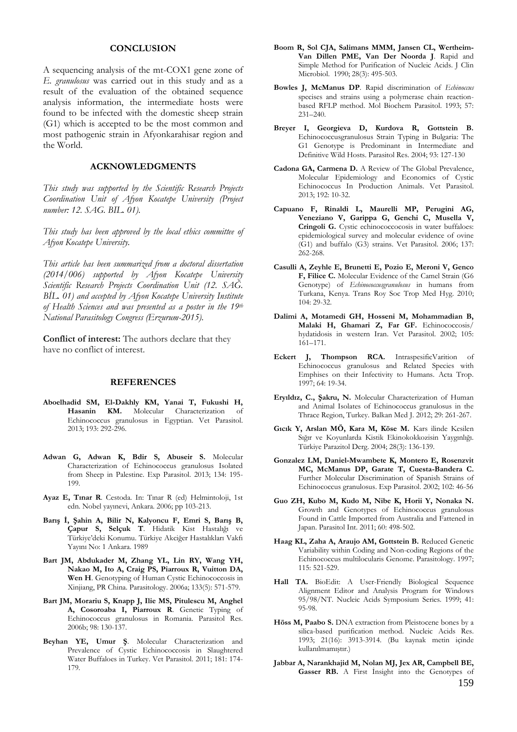## CONCLUSION

A sequencing analysis of the mt-COX1 gene zone of *E. granulosus* was carried out in this study and as a result of the evaluation of the obtained sequence analysis information, the intermediate hosts were found to be infected with the domestic sheep strain (G1) which is accepted to be the most common and most pathogenic strain in Afyonkarahisar region and the World.

## ACKNOWLEDGMENTS

*This study was supported by the Scientific Research Projects Coordination Unit of Afyon Kocatepe University (Project number: 12. SAG. BIL. 01).*

*This study has been approved by the local ethics committee of Afyon Kocatepe University.*

*This article has been summarized from a doctoral dissertation (2014/006) supported by Afyon Kocatepe University Scientific Research Projects Coordination Unit (12. SAĞ. BİL. 01) and accepted by Afyon Kocatepe University Institute of Health Sciences and was presented as a poster in the 19th National Parasitology Congress (Erzurum-2015).*

**Conflict of interest:** The authors declare that they have no conflict of interest.

## REFERENCES

**Aboelhadid SM, El-Dakhly KM, Yanai T, Fukushi H, Hasanin KM.** Molecular Characterization of Echinococcus granulosus in Egyptian. Vet Parasitol. 2013; 193: 292-296.

**Adwan G, Adwan K, Bdir S, Abuseir S.** Molecular Characterization of Echinococcus granulosus Isolated from Sheep in Palestine. Exp Parasitol. 2013; 134: 195-199.

**Ayaz E, Tınar R**. Cestoda. In: Tınar R (ed) Helmintoloji, 1st edn. Nobel yayınevi, Ankara. 2006; pp 103-213.

**Barış İ, Şahin A, Bilir N, Kalyoncu F, Emri S, Barış B, Çapur S, Selçuk T**. Hidatik Kist Hastalığı ve Türkiye'deki Konumu. Türkiye Akciğer Hastalıkları Vakfı Yayını No: 1 Ankara. 1989

**Bart JM, Abdukader M, Zhang YL, Lin RY, Wang YH, Nakao M, Ito A, Craig PS, Piarroux R, Vuitton DA, Wen H**. Genotyping of Human Cystic Echinococcosis in Xinjiang, PR China. Parasitology. 2006a; 133(5): 571-579.

**Bart JM, Morariu S, Knapp J, Ilie MS, Pitulescu M, Anghel A, Cosoroaba I, Piarroux R**. Genetic Typing of Echinococcus granulosus in Romania. Parasitol Res. 2006b; 98: 130-137.

**Beyhan YE, Umur Ş**. Molecular Characterization and Prevalence of Cystic Echinococcosis in Slaughtered Water Buffaloes in Turkey. Vet Parasitol. 2011; 181: 174-179.

**Boom R, Sol CJA, Salimans MMM, Jansen CL, Wertheim-Van Dillen PME, Van Der Noorda J**. Rapid and Simple Method for Purification of Nucleic Acids. J Clin Microbiol. 1990; 28(3): 495-503.

**Bowles J, McManus DP**. Rapid discrimination of *Echinoccus* specises and strains using a polymerase chain reaction-based RFLP method. Mol Biochem Parasitol. 1993; 57: 231–240.

**Breyer I, Georgieva D, Kurdova R, Gottstein B.** Echinococcusgranulosus Strain Typing in Bulgaria: The G1 Genotype is Predominant in Intermediate and Definitive Wild Hosts. Parasitol Res. 2004; 93: 127-130

**Cadona GA, Carmena D.** A Review of The Global Prevalence, Molecular Epidemiology and Economics of Cystic Echinococcus In Production Animals. Vet Parasitol. 2013; 192: 10-32.

**Capuano F, Rinaldi L, Maurelli MP, Perugini AG, Veneziano V, Garippa G, Genchi C, Musella V, Cringoli G.** Cystic echinococcocosis in water buffaloes: epidemiological survey and molecular evidence of ovine (G1) and buffalo (G3) strains. Vet Parasitol. 2006; 137: 262-268.

**Casulli A, Zeyhle E, Brunetti E, Pozio E, Meroni V, Genco F, Filice C.** Molecular Evidence of the Camel Strain (G6 Genotype) of *Echinococcusgranulosus* in humans from Turkana, Kenya. Trans Roy Soc Trop Med Hyg. 2010; 104: 29-32.

**Dalimi A, Motamedi GH, Hosseni M, Mohammadian B, Malaki H, Ghamari Z, Far GF.** Echinococcosis/ hydatidosis in western Iran. Vet Parasitol. 2002; 105: 161–171.

**Eckert J, Thompson RCA.** IntraspesificVarition of Echinococcus granulosus and Related Species with Emphises on their Infectivity to Humans. Acta Trop. 1997; 64: 19-34.

**Eryıldız, C., Şakru, N.** Molecular Characterization of Human and Animal Isolates of Echinococcus granulosus in the Thrace Region, Turkey. Balkan Med J. 2012; 29: 261-267.

**Gıcık Y, Arslan MÖ, Kara M, Köse M.** Kars ilinde Kesilen Sığır ve Koyunlarda Kistik Ekinokokkozisin Yaygınlığı. Türkiye Parazitol Derg. 2004; 28(3): 136-139.

**Gonzalez LM, Daniel-Mwambete K, Montero E, Rosenzvit MC, McManus DP, Garate T, Cuesta-Bandera C.** Further Molecular Discrimination of Spanish Strains of Echinococcus granulosus. Exp Parasitol. 2002; 102: 46-56

**Guo ZH, Kubo M, Kudo M, Nibe K, Horii Y, Nonaka N.** Growth and Genotypes of Echinococcus granulosus Found in Cattle Imported from Australia and Fattened in Japan. Parasitol Int. 2011; 60: 498-502.

**Haag KL, Zaha A, Araujo AM, Gottstein B.** Reduced Genetic Variability within Coding and Non-coding Regions of the Echinococcus multilocularis Genome. Parasitology. 1997; 115: 521-529.

**Hall TA.** BioEdit: A User-Friendly Biological Sequence Alignment Editor and Analysis Program for Windows 95/98/NT. Nucleic Acids Symposium Series. 1999; 41: 95-98.

**Höss M, Paabo S.** DNA extraction from Pleistocene bones by a silica-based purification method. Nucleic Acids Res. 1993; 21(16): 3913-3914. (Bu kaynak metin içinde kullanılmamıştır.)

**Jabbar A, Narankhajid M, Nolan MJ, Jex AR, Campbell BE, Gasser RB.** A First İnsight into the Genotypes of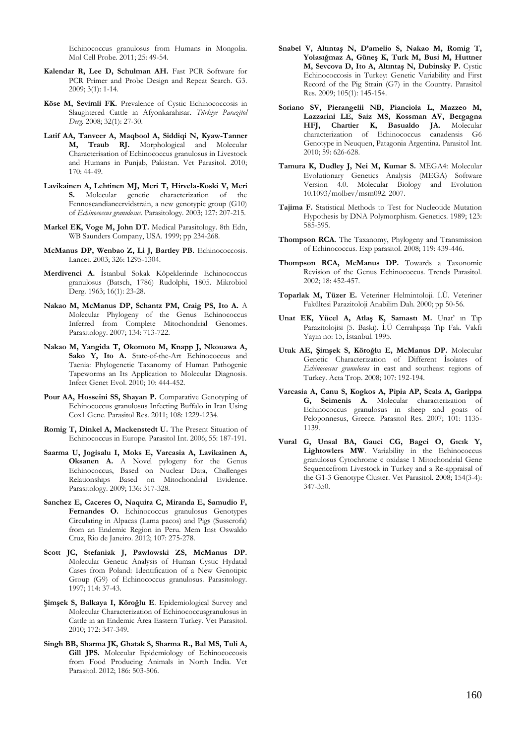Echinococcus granulosus from Humans in Mongolia. Mol Cell Probe. 2011; 25: 49-54.

**Kalendar R, Lee D, Schulman AH.** Fast PCR Software for PCR Primer and Probe Design and Repeat Search. G3. 2009; 3(1): 1-14.

**Köse M, Sevimli FK.** Prevalence of Cystic Echinococcosis in Slaughtered Cattle in Afyonkarahisar. *Türkiye Parazitol Derg.* 2008; 32(1): 27-30.

**Latif AA, Tanveer A, Maqbool A, Siddiqi N, Kyaw-Tanner M, Traub RJ.** Morphological and Molecular Characterisation of Echinococcus granulosus in Livestock and Humans in Punjab, Pakistan. Vet Parasitol. 2010; 170: 44-49.

**Lavikainen A, Lehtinen MJ, Meri T, Hirvela-Koski V, Meri S.** Molecular genetic characterization of the Fennoscandiancervidstrain, a new genotypic group (G10) of *Echinococcus granulosus*. Parasitology. 2003; 127: 207-215.

**Markel EK, Voge M, John DT.** Medical Parasitology. 8th Edn, WB Saunders Company, USA. 1999; pp 234-268.

**McManus DP, Wenbao Z, Li J, Bartley PB.** Echinococcosis. Lancet. 2003; 326: 1295-1304.

**Merdivenci A.** İstanbul Sokak Köpeklerinde Echinococcus granulosus (Batsch, 1786) Rudolphi, 1805. Mikrobiol Derg. 1963; 16(1): 23-28.

**Nakao M, McManus DP, Schantz PM, Craig PS, Ito A.** A Molecular Phylogeny of the Genus Echinococcus Inferred from Complete Mitochondrial Genomes. Parasitology. 2007; 134: 713-722.

**Nakao M, Yangida T, Okomoto M, Knapp J, Nkouawa A, Sako Y, Ito A.** State-of-the-Art Echinococcus and Taenia: Phylogenetic Taxanomy of Human Pathogenic Tapeworms an Its Application to Molecular Diagnosis. Infect Genet Evol. 2010; 10: 444-452.

**Pour AA, Hosseini SS, Shayan P.** Comparative Genotyping of Echinococcus granulosus Infecting Buffalo in Iran Using Cox1 Gene. Parasitol Res. 2011; 108: 1229-1234.

**Romig T, Dinkel A, Mackenstedt U.** The Present Situation of Echinococcus in Europe. Parasitol Int. 2006; 55: 187-191.

**Saarma U, Jogisalu I, Moks E, Varcasia A, Lavikainen A, Oksanen A.** A Novel pylogeny for the Genus Echinococcus, Based on Nuclear Data, Challenges Relationships Based on Mitochondrial Evidence. Parasitology. 2009; 136: 317-328.

**Sanchez E, Caceres O, Naquira C, Miranda E, Samudio F, Fernandes O.** Echinococcus granulosus Genotypes Circulating in Alpacas (Lama pacos) and Pigs (Susscrofa) from an Endemic Region in Peru. Mem Inst Oswaldo Cruz, Rio de Janeiro. 2012; 107: 275-278.

**Scott JC, Stefaniak J, Pawlowski ZS, McManus DP.** Molecular Genetic Analysis of Human Cystic Hydatid Cases from Poland: Identification of a New Genotipic Group (G9) of Echinococcus granulosus. Parasitology. 1997; 114: 37-43.

**Şimşek S, Balkaya I, Köroğlu E**. Epidemiological Survey and Molecular Characterization of Echinococcusgranulosus in Cattle in an Endemic Area Eastern Turkey. Vet Parasitol. 2010; 172: 347-349.

**Singh BB, Sharma JK, Ghatak S, Sharma R., Bal MS, Tuli A, Gill JPS.** Molecular Epidemiology of Echinococcosis from Food Producing Animals in North India. Vet Parasitol. 2012; 186: 503-506.

**Snabel V, Altıntaş N, D'amelio S, Nakao M, Romig T, Yolasığmaz A, Güneş K, Turk M, Busi M, Huttner M, Sevcova D, Ito A, Altıntaş N, Dubinsky P.** Cystic Echinococcosis in Turkey: Genetic Variability and First Record of the Pig Strain (G7) in the Country. Parasitol Res. 2009; 105(1): 145-154.

**Soriano SV, Pierangelii NB, Pianciola L, Mazzeo M, Lazzarini LE, Saiz MS, Kossman AV, Bergagna HFJ, Chartier K, Basualdo JA.** Molecular characterization of Echinococcus canadensis G6 Genotype in Neuquen, Patagonia Argentina. Parasitol Int. 2010; 59: 626-628.

**Tamura K, Dudley J, Nei M, Kumar S.** MEGA4: Molecular Evolutionary Genetics Analysis (MEGA) Software Version 4.0. Molecular Biology and Evolution 10.1093/molbev/msm092. 2007.

**Tajima F.** Statistical Methods to Test for Nucleotide Mutation Hypothesis by DNA Polymorphism. Genetics. 1989; 123: 585-595.

**Thompson RCA**. The Taxanomy, Phylogeny and Transmission of Echinococcus. Exp parasitol. 2008; 119: 439-446.

**Thompson RCA, McManus DP.** Towards a Taxonomic Revision of the Genus Echinococcus. Trends Parasitol. 2002; 18: 452-457.

**Toparlak M, Tüzer E.** Veteriner Helmintoloji. İ.Ü. Veteriner Fakültesi Parazitoloji Anabilim Dalı. 2000; pp 50-56.

**Unat EK, Yücel A, Atlaş K, Samastı M.** Unat' ın Tıp Parazitolojisi (5. Baskı). İ.Ü Cerrahpaşa Tıp Fak. Vakfı Yayın no: 15, İstanbul. 1995.

**Utuk AE, Şimşek S, Köroğlu E, McManus DP.** Molecular Genetic Characterization of Different İsolates of *Echinococcus granulosus* in east and southeast regions of Turkey. Acta Trop. 2008; 107: 192-194.

**Varcasia A, Canu S, Kogkos A, Pipia AP, Scala A, Garippa G, Seimenis A**. Molecular characterization of Echinococcus granulosus in sheep and goats of Peloponnesus, Greece. Parasitol Res. 2007; 101: 1135-1139.

**Vural G, Unsal BA, Gauci CG, Bagci O, Gıcık Y, Lightowlers MW**. Variability in the Echinococcus granulosus Cytochrome c oxidase 1 Mitochondrial Gene Sequencefrom Livestock in Turkey and a Re-appraisal of the G1-3 Genotype Cluster. Vet Parasitol. 2008; 154(3-4): 347-350.